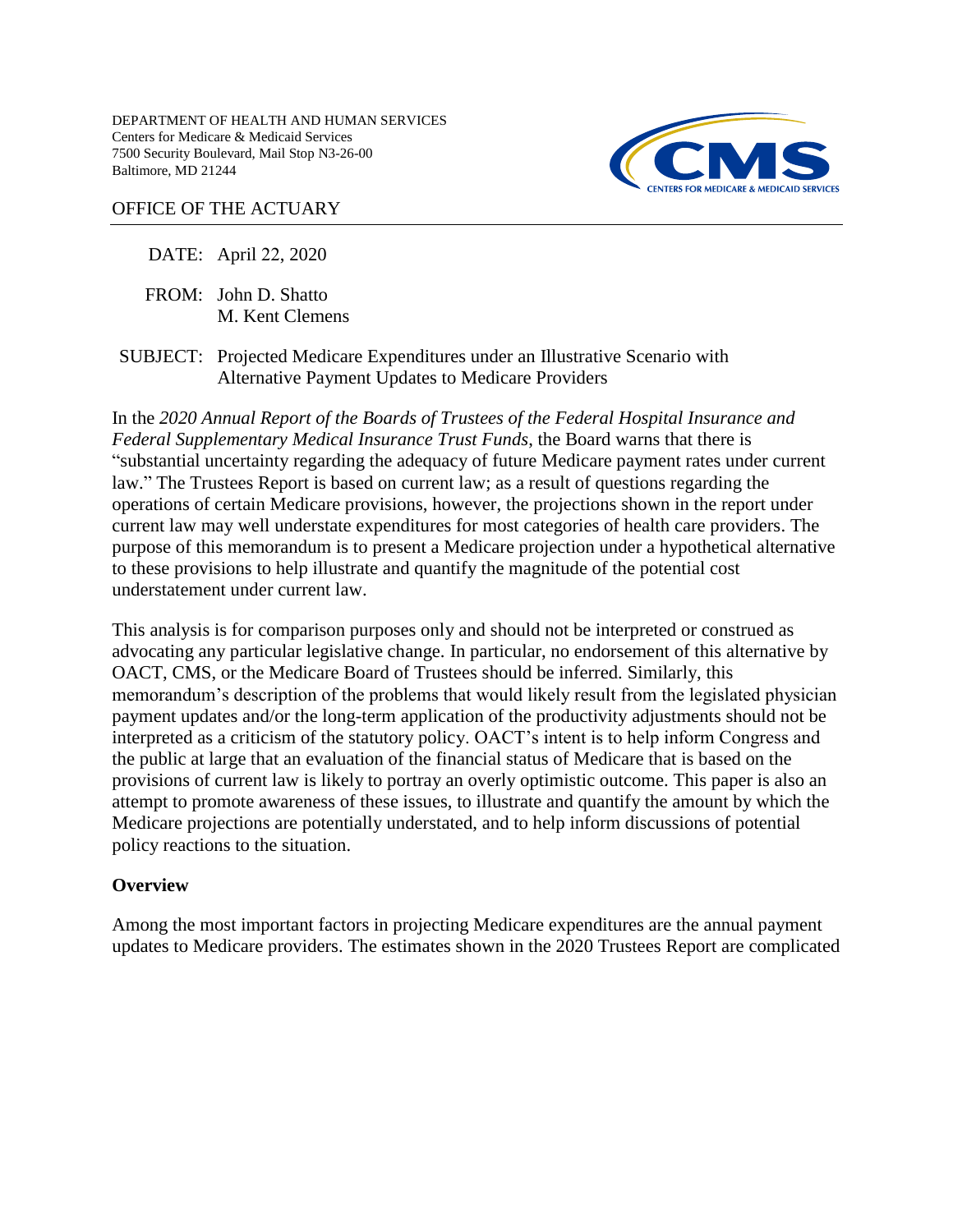DEPARTMENT OF HEALTH AND HUMAN SERVICES
Centers for Medicare & Medicaid Services
7500 Security Boulevard, Mail Stop N3-26-00
Baltimore, MD 21244

OFFICE OF THE ACTUARY

DATE: April 22, 2020

FROM: John D. Shatto
M. Kent Clemens

SUBJECT: Projected Medicare Expenditures under an Illustrative Scenario with Alternative Payment Updates to Medicare Providers

In the *2020 Annual Report of the Boards of Trustees of the Federal Hospital Insurance and Federal Supplementary Medical Insurance Trust Funds*, the Board warns that there is "substantial uncertainty regarding the adequacy of future Medicare payment rates under current law." The Trustees Report is based on current law; as a result of questions regarding the operations of certain Medicare provisions, however, the projections shown in the report under current law may well understate expenditures for most categories of health care providers. The purpose of this memorandum is to present a Medicare projection under a hypothetical alternative to these provisions to help illustrate and quantify the magnitude of the potential cost understatement under current law.

This analysis is for comparison purposes only and should not be interpreted or construed as advocating any particular legislative change. In particular, no endorsement of this alternative by OACT, CMS, or the Medicare Board of Trustees should be inferred. Similarly, this memorandum's description of the problems that would likely result from the legislated physician payment updates and/or the long-term application of the productivity adjustments should not be interpreted as a criticism of the statutory policy. OACT's intent is to help inform Congress and the public at large that an evaluation of the financial status of Medicare that is based on the provisions of current law is likely to portray an overly optimistic outcome. This paper is also an attempt to promote awareness of these issues, to illustrate and quantify the amount by which the Medicare projections are potentially understated, and to help inform discussions of potential policy reactions to the situation.

## Overview

Among the most important factors in projecting Medicare expenditures are the annual payment updates to Medicare providers. The estimates shown in the 2020 Trustees Report are complicated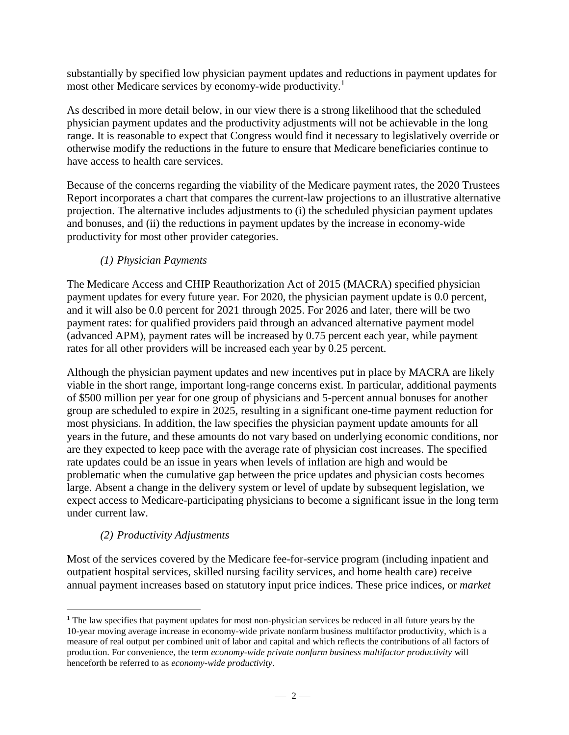substantially by specified low physician payment updates and reductions in payment updates for most other Medicare services by economy-wide productivity.[1]

As described in more detail below, in our view there is a strong likelihood that the scheduled physician payment updates and the productivity adjustments will not be achievable in the long range. It is reasonable to expect that Congress would find it necessary to legislatively override or otherwise modify the reductions in the future to ensure that Medicare beneficiaries continue to have access to health care services.

Because of the concerns regarding the viability of the Medicare payment rates, the 2020 Trustees Report incorporates a chart that compares the current-law projections to an illustrative alternative projection. The alternative includes adjustments to (i) the scheduled physician payment updates and bonuses, and (ii) the reductions in payment updates by the increase in economy-wide productivity for most other provider categories.

*(1) Physician Payments*

The Medicare Access and CHIP Reauthorization Act of 2015 (MACRA) specified physician payment updates for every future year. For 2020, the physician payment update is 0.0 percent, and it will also be 0.0 percent for 2021 through 2025. For 2026 and later, there will be two payment rates: for qualified providers paid through an advanced alternative payment model (advanced APM), payment rates will be increased by 0.75 percent each year, while payment rates for all other providers will be increased each year by 0.25 percent.

Although the physician payment updates and new incentives put in place by MACRA are likely viable in the short range, important long-range concerns exist. In particular, additional payments of $500 million per year for one group of physicians and 5-percent annual bonuses for another group are scheduled to expire in 2025, resulting in a significant one-time payment reduction for most physicians. In addition, the law specifies the physician payment update amounts for all years in the future, and these amounts do not vary based on underlying economic conditions, nor are they expected to keep pace with the average rate of physician cost increases. The specified rate updates could be an issue in years when levels of inflation are high and would be problematic when the cumulative gap between the price updates and physician costs becomes large. Absent a change in the delivery system or level of update by subsequent legislation, we expect access to Medicare-participating physicians to become a significant issue in the long term under current law.

*(2) Productivity Adjustments*

Most of the services covered by the Medicare fee-for-service program (including inpatient and outpatient hospital services, skilled nursing facility services, and home health care) receive annual payment increases based on statutory input price indices. These price indices, or *market*

---

[1] The law specifies that payment updates for most non-physician services be reduced in all future years by the 10-year moving average increase in economy-wide private nonfarm business multifactor productivity, which is a measure of real output per combined unit of labor and capital and which reflects the contributions of all factors of production. For convenience, the term *economy-wide private nonfarm business multifactor productivity* will henceforth be referred to as *economy-wide productivity*.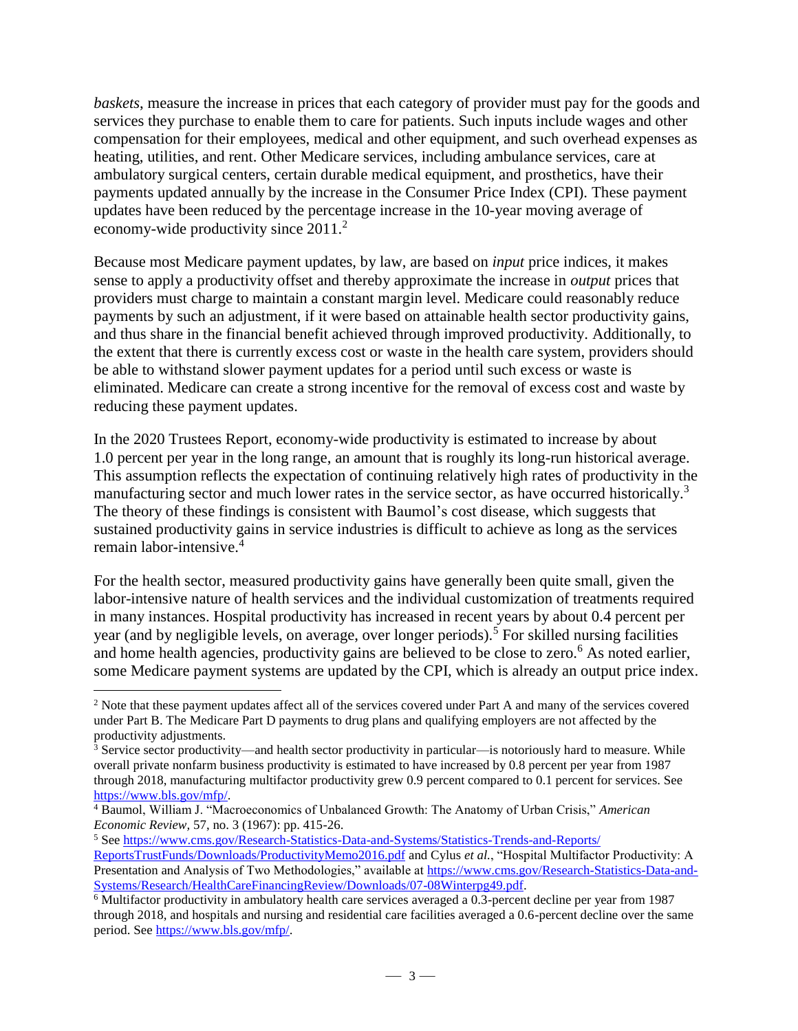*baskets*, measure the increase in prices that each category of provider must pay for the goods and services they purchase to enable them to care for patients. Such inputs include wages and other compensation for their employees, medical and other equipment, and such overhead expenses as heating, utilities, and rent. Other Medicare services, including ambulance services, care at ambulatory surgical centers, certain durable medical equipment, and prosthetics, have their payments updated annually by the increase in the Consumer Price Index (CPI). These payment updates have been reduced by the percentage increase in the 10-year moving average of economy-wide productivity since 2011.[2]

Because most Medicare payment updates, by law, are based on *input* price indices, it makes sense to apply a productivity offset and thereby approximate the increase in *output* prices that providers must charge to maintain a constant margin level. Medicare could reasonably reduce payments by such an adjustment, if it were based on attainable health sector productivity gains, and thus share in the financial benefit achieved through improved productivity. Additionally, to the extent that there is currently excess cost or waste in the health care system, providers should be able to withstand slower payment updates for a period until such excess or waste is eliminated. Medicare can create a strong incentive for the removal of excess cost and waste by reducing these payment updates.

In the 2020 Trustees Report, economy-wide productivity is estimated to increase by about 1.0 percent per year in the long range, an amount that is roughly its long-run historical average. This assumption reflects the expectation of continuing relatively high rates of productivity in the manufacturing sector and much lower rates in the service sector, as have occurred historically.[3] The theory of these findings is consistent with Baumol's cost disease, which suggests that sustained productivity gains in service industries is difficult to achieve as long as the services remain labor-intensive.[4]

For the health sector, measured productivity gains have generally been quite small, given the labor-intensive nature of health services and the individual customization of treatments required in many instances. Hospital productivity has increased in recent years by about 0.4 percent per year (and by negligible levels, on average, over longer periods).[5] For skilled nursing facilities and home health agencies, productivity gains are believed to be close to zero.[6] As noted earlier, some Medicare payment systems are updated by the CPI, which is already an output price index.

---

[2] Note that these payment updates affect all of the services covered under Part A and many of the services covered under Part B. The Medicare Part D payments to drug plans and qualifying employers are not affected by the productivity adjustments.

[3] Service sector productivity—and health sector productivity in particular—is notoriously hard to measure. While overall private nonfarm business productivity is estimated to have increased by 0.8 percent per year from 1987 through 2018, manufacturing multifactor productivity grew 0.9 percent compared to 0.1 percent for services. See https://www.bls.gov/mfp/.

[4] Baumol, William J. "Macroeconomics of Unbalanced Growth: The Anatomy of Urban Crisis," *American Economic Review,* 57, no. 3 (1967): pp. 415-26.

[5] See https://www.cms.gov/Research-Statistics-Data-and-Systems/Statistics-Trends-and-Reports/ReportsTrustFunds/Downloads/ProductivityMemo2016.pdf and Cylus *et al.*, "Hospital Multifactor Productivity: A Presentation and Analysis of Two Methodologies," available at https://www.cms.gov/Research-Statistics-Data-and-Systems/Research/HealthCareFinancingReview/Downloads/07-08Winterpg49.pdf.

[6] Multifactor productivity in ambulatory health care services averaged a 0.3-percent decline per year from 1987 through 2018, and hospitals and nursing and residential care facilities averaged a 0.6-percent decline over the same period. See https://www.bls.gov/mfp/.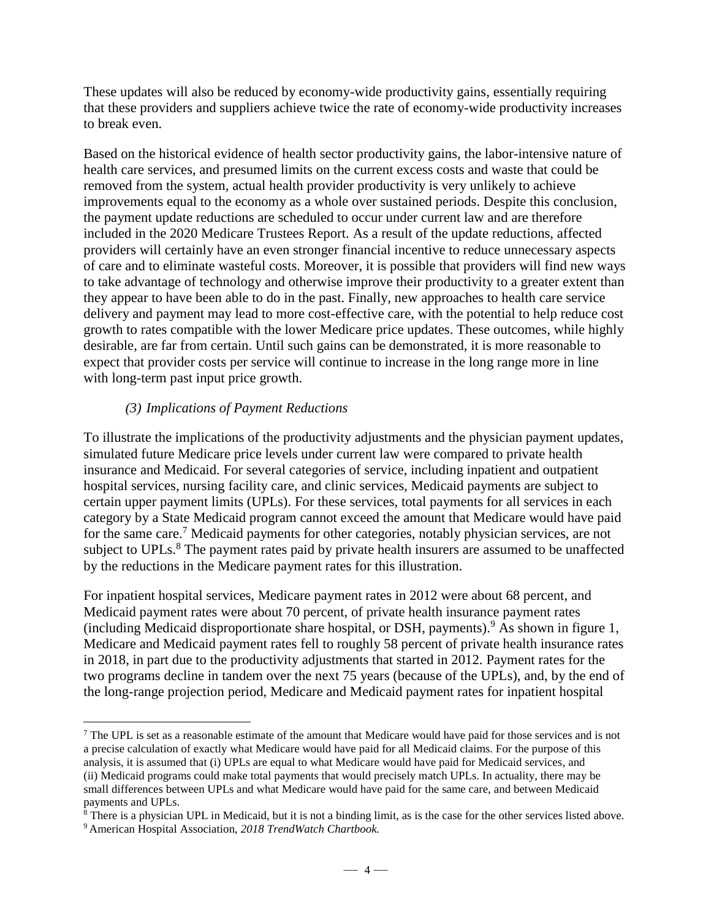These updates will also be reduced by economy-wide productivity gains, essentially requiring that these providers and suppliers achieve twice the rate of economy-wide productivity increases to break even.

Based on the historical evidence of health sector productivity gains, the labor-intensive nature of health care services, and presumed limits on the current excess costs and waste that could be removed from the system, actual health provider productivity is very unlikely to achieve improvements equal to the economy as a whole over sustained periods. Despite this conclusion, the payment update reductions are scheduled to occur under current law and are therefore included in the 2020 Medicare Trustees Report. As a result of the update reductions, affected providers will certainly have an even stronger financial incentive to reduce unnecessary aspects of care and to eliminate wasteful costs. Moreover, it is possible that providers will find new ways to take advantage of technology and otherwise improve their productivity to a greater extent than they appear to have been able to do in the past. Finally, new approaches to health care service delivery and payment may lead to more cost-effective care, with the potential to help reduce cost growth to rates compatible with the lower Medicare price updates. These outcomes, while highly desirable, are far from certain. Until such gains can be demonstrated, it is more reasonable to expect that provider costs per service will continue to increase in the long range more in line with long-term past input price growth.

### *(3) Implications of Payment Reductions*

To illustrate the implications of the productivity adjustments and the physician payment updates, simulated future Medicare price levels under current law were compared to private health insurance and Medicaid. For several categories of service, including inpatient and outpatient hospital services, nursing facility care, and clinic services, Medicaid payments are subject to certain upper payment limits (UPLs). For these services, total payments for all services in each category by a State Medicaid program cannot exceed the amount that Medicare would have paid for the same care.[7] Medicaid payments for other categories, notably physician services, are not subject to UPLs.[8] The payment rates paid by private health insurers are assumed to be unaffected by the reductions in the Medicare payment rates for this illustration.

For inpatient hospital services, Medicare payment rates in 2012 were about 68 percent, and Medicaid payment rates were about 70 percent, of private health insurance payment rates (including Medicaid disproportionate share hospital, or DSH, payments).[9] As shown in figure 1, Medicare and Medicaid payment rates fell to roughly 58 percent of private health insurance rates in 2018, in part due to the productivity adjustments that started in 2012. Payment rates for the two programs decline in tandem over the next 75 years (because of the UPLs), and, by the end of the long-range projection period, Medicare and Medicaid payment rates for inpatient hospital

---

[7] The UPL is set as a reasonable estimate of the amount that Medicare would have paid for those services and is not a precise calculation of exactly what Medicare would have paid for all Medicaid claims. For the purpose of this analysis, it is assumed that (i) UPLs are equal to what Medicare would have paid for Medicaid services, and (ii) Medicaid programs could make total payments that would precisely match UPLs. In actuality, there may be small differences between UPLs and what Medicare would have paid for the same care, and between Medicaid payments and UPLs.

[8] There is a physician UPL in Medicaid, but it is not a binding limit, as is the case for the other services listed above.

[9] American Hospital Association, *2018 TrendWatch Chartbook.*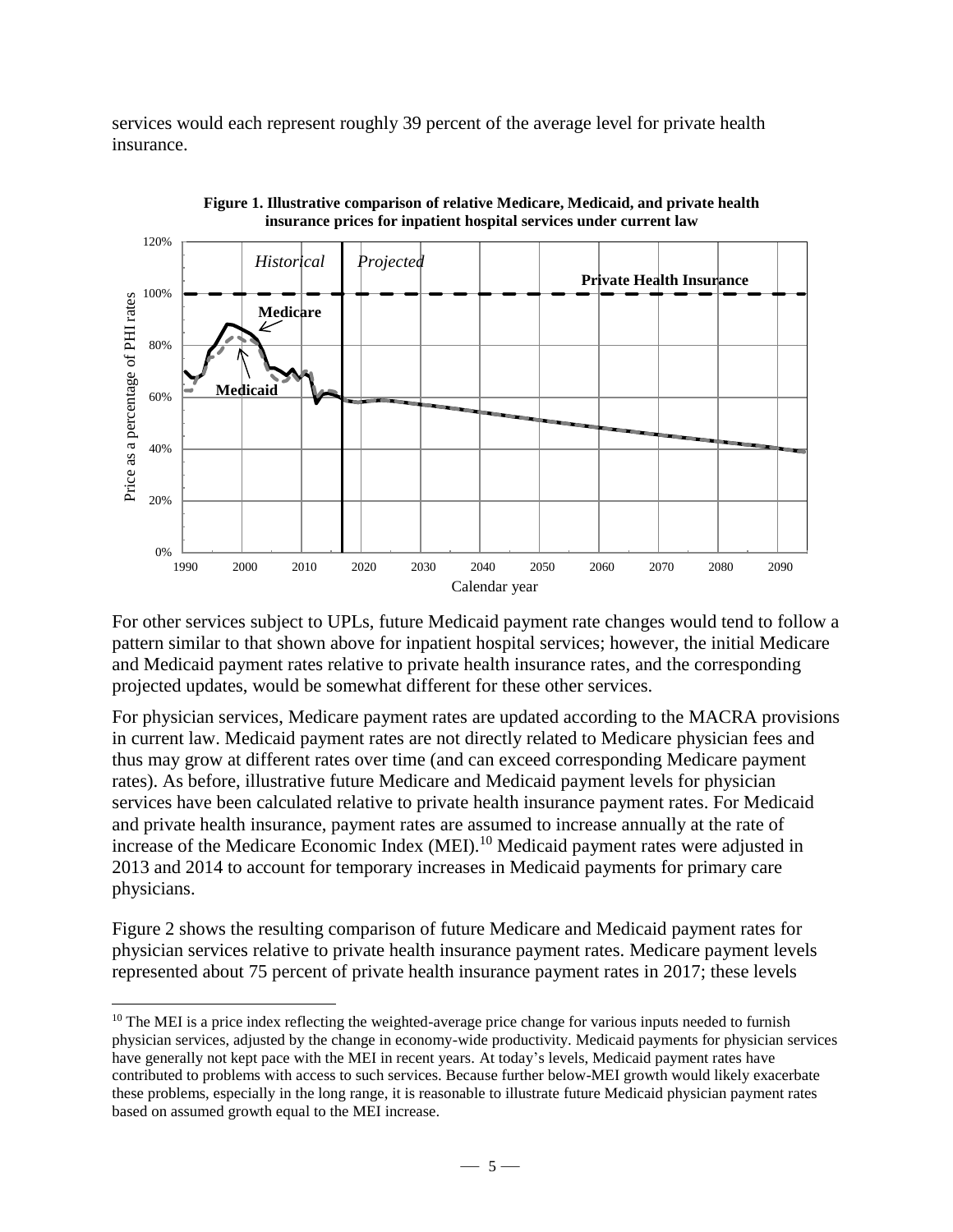services would each represent roughly 39 percent of the average level for private health insurance.

**Figure 1. Illustrative comparison of relative Medicare, Medicaid, and private health insurance prices for inpatient hospital services under current law**

For other services subject to UPLs, future Medicaid payment rate changes would tend to follow a pattern similar to that shown above for inpatient hospital services; however, the initial Medicare and Medicaid payment rates relative to private health insurance rates, and the corresponding projected updates, would be somewhat different for these other services.

For physician services, Medicare payment rates are updated according to the MACRA provisions in current law. Medicaid payment rates are not directly related to Medicare physician fees and thus may grow at different rates over time (and can exceed corresponding Medicare payment rates). As before, illustrative future Medicare and Medicaid payment levels for physician services have been calculated relative to private health insurance payment rates. For Medicaid and private health insurance, payment rates are assumed to increase annually at the rate of increase of the Medicare Economic Index (MEI).[10] Medicaid payment rates were adjusted in 2013 and 2014 to account for temporary increases in Medicaid payments for primary care physicians.

Figure 2 shows the resulting comparison of future Medicare and Medicaid payment rates for physician services relative to private health insurance payment rates. Medicare payment levels represented about 75 percent of private health insurance payment rates in 2017; these levels

---

[10] The MEI is a price index reflecting the weighted-average price change for various inputs needed to furnish physician services, adjusted by the change in economy-wide productivity. Medicaid payments for physician services have generally not kept pace with the MEI in recent years. At today's levels, Medicaid payment rates have contributed to problems with access to such services. Because further below-MEI growth would likely exacerbate these problems, especially in the long range, it is reasonable to illustrate future Medicaid physician payment rates based on assumed growth equal to the MEI increase.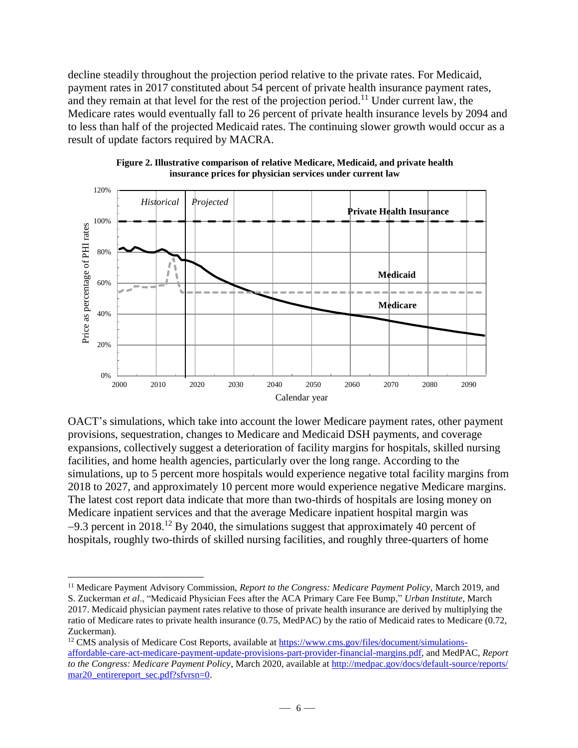decline steadily throughout the projection period relative to the private rates. For Medicaid, payment rates in 2017 constituted about 54 percent of private health insurance payment rates, and they remain at that level for the rest of the projection period.[11] Under current law, the Medicare rates would eventually fall to 26 percent of private health insurance levels by 2094 and to less than half of the projected Medicaid rates. The continuing slower growth would occur as a result of update factors required by MACRA.

**Figure 2. Illustrative comparison of relative Medicare, Medicaid, and private health insurance prices for physician services under current law**

OACT's simulations, which take into account the lower Medicare payment rates, other payment provisions, sequestration, changes to Medicare and Medicaid DSH payments, and coverage expansions, collectively suggest a deterioration of facility margins for hospitals, skilled nursing facilities, and home health agencies, particularly over the long range. According to the simulations, up to 5 percent more hospitals would experience negative total facility margins from 2018 to 2027, and approximately 10 percent more would experience negative Medicare margins. The latest cost report data indicate that more than two-thirds of hospitals are losing money on Medicare inpatient services and that the average Medicare inpatient hospital margin was −9.3 percent in 2018.[12] By 2040, the simulations suggest that approximately 40 percent of hospitals, roughly two-thirds of skilled nursing facilities, and roughly three-quarters of home

---

[11] Medicare Payment Advisory Commission, *Report to the Congress: Medicare Payment Policy*, March 2019, and S. Zuckerman *et al*., "Medicaid Physician Fees after the ACA Primary Care Fee Bump," *Urban Institute*, March 2017. Medicaid physician payment rates relative to those of private health insurance are derived by multiplying the ratio of Medicare rates to private health insurance (0.75, MedPAC) by the ratio of Medicaid rates to Medicare (0.72, Zuckerman).

[12] CMS analysis of Medicare Cost Reports, available at https://www.cms.gov/files/document/simulations-affordable-care-act-medicare-payment-update-provisions-part-provider-financial-margins.pdf, and MedPAC, *Report to the Congress: Medicare Payment Policy*, March 2020, available at http://medpac.gov/docs/default-source/reports/mar20_entirereport_sec.pdf?sfvrsn=0.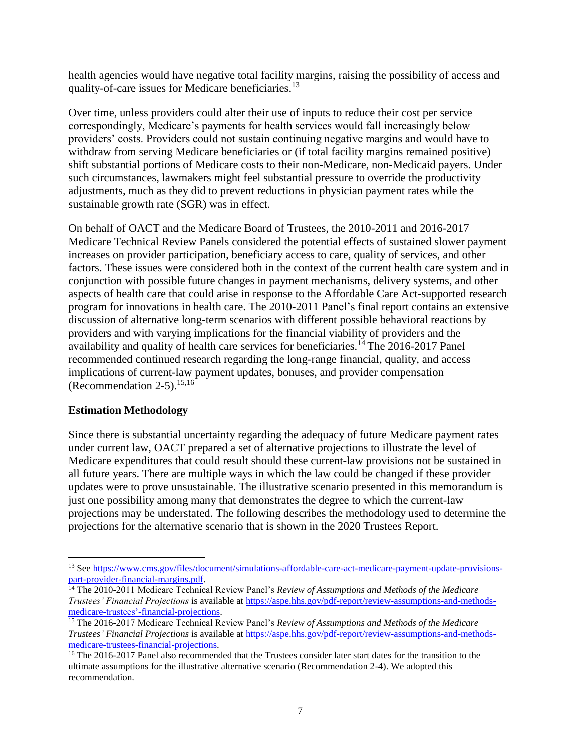health agencies would have negative total facility margins, raising the possibility of access and quality-of-care issues for Medicare beneficiaries.[13]

Over time, unless providers could alter their use of inputs to reduce their cost per service correspondingly, Medicare's payments for health services would fall increasingly below providers' costs. Providers could not sustain continuing negative margins and would have to withdraw from serving Medicare beneficiaries or (if total facility margins remained positive) shift substantial portions of Medicare costs to their non-Medicare, non-Medicaid payers. Under such circumstances, lawmakers might feel substantial pressure to override the productivity adjustments, much as they did to prevent reductions in physician payment rates while the sustainable growth rate (SGR) was in effect.

On behalf of OACT and the Medicare Board of Trustees, the 2010-2011 and 2016-2017 Medicare Technical Review Panels considered the potential effects of sustained slower payment increases on provider participation, beneficiary access to care, quality of services, and other factors. These issues were considered both in the context of the current health care system and in conjunction with possible future changes in payment mechanisms, delivery systems, and other aspects of health care that could arise in response to the Affordable Care Act-supported research program for innovations in health care. The 2010-2011 Panel's final report contains an extensive discussion of alternative long-term scenarios with different possible behavioral reactions by providers and with varying implications for the financial viability of providers and the availability and quality of health care services for beneficiaries.[14] The 2016-2017 Panel recommended continued research regarding the long-range financial, quality, and access implications of current-law payment updates, bonuses, and provider compensation (Recommendation 2-5).[15,16]

### Estimation Methodology

Since there is substantial uncertainty regarding the adequacy of future Medicare payment rates under current law, OACT prepared a set of alternative projections to illustrate the level of Medicare expenditures that could result should these current-law provisions not be sustained in all future years. There are multiple ways in which the law could be changed if these provider updates were to prove unsustainable. The illustrative scenario presented in this memorandum is just one possibility among many that demonstrates the degree to which the current-law projections may be understated. The following describes the methodology used to determine the projections for the alternative scenario that is shown in the 2020 Trustees Report.

---

[13] See https://www.cms.gov/files/document/simulations-affordable-care-act-medicare-payment-update-provisions-part-provider-financial-margins.pdf.

[14] The 2010-2011 Medicare Technical Review Panel's *Review of Assumptions and Methods of the Medicare Trustees' Financial Projections* is available at https://aspe.hhs.gov/pdf-report/review-assumptions-and-methods-medicare-trustees'-financial-projections.

[15] The 2016-2017 Medicare Technical Review Panel's *Review of Assumptions and Methods of the Medicare Trustees' Financial Projections* is available at https://aspe.hhs.gov/pdf-report/review-assumptions-and-methods-medicare-trustees-financial-projections.

[16] The 2016-2017 Panel also recommended that the Trustees consider later start dates for the transition to the ultimate assumptions for the illustrative alternative scenario (Recommendation 2-4). We adopted this recommendation.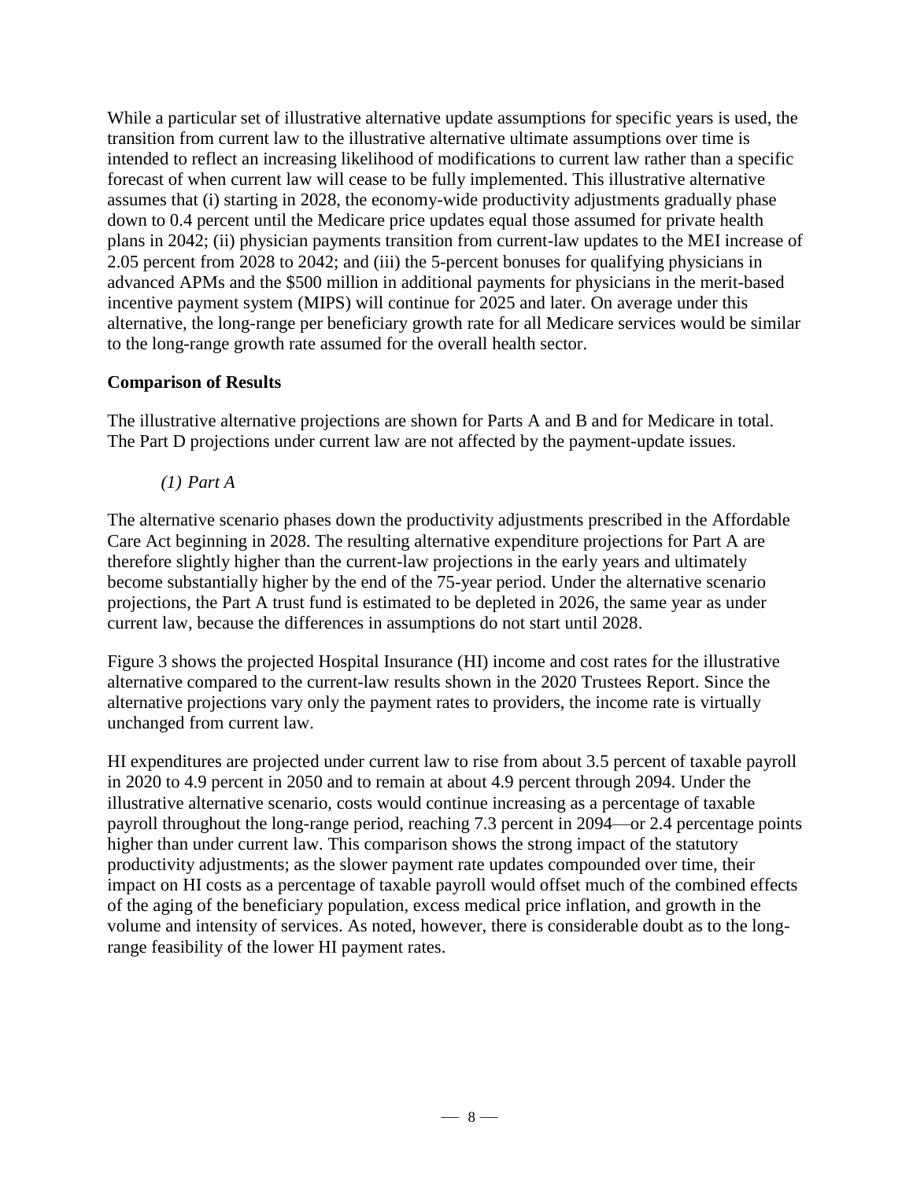While a particular set of illustrative alternative update assumptions for specific years is used, the transition from current law to the illustrative alternative ultimate assumptions over time is intended to reflect an increasing likelihood of modifications to current law rather than a specific forecast of when current law will cease to be fully implemented. This illustrative alternative assumes that (i) starting in 2028, the economy-wide productivity adjustments gradually phase down to 0.4 percent until the Medicare price updates equal those assumed for private health plans in 2042; (ii) physician payments transition from current-law updates to the MEI increase of 2.05 percent from 2028 to 2042; and (iii) the 5-percent bonuses for qualifying physicians in advanced APMs and the $500 million in additional payments for physicians in the merit-based incentive payment system (MIPS) will continue for 2025 and later. On average under this alternative, the long-range per beneficiary growth rate for all Medicare services would be similar to the long-range growth rate assumed for the overall health sector.

**Comparison of Results**

The illustrative alternative projections are shown for Parts A and B and for Medicare in total. The Part D projections under current law are not affected by the payment-update issues.

*(1) Part A*

The alternative scenario phases down the productivity adjustments prescribed in the Affordable Care Act beginning in 2028. The resulting alternative expenditure projections for Part A are therefore slightly higher than the current-law projections in the early years and ultimately become substantially higher by the end of the 75-year period. Under the alternative scenario projections, the Part A trust fund is estimated to be depleted in 2026, the same year as under current law, because the differences in assumptions do not start until 2028.

Figure 3 shows the projected Hospital Insurance (HI) income and cost rates for the illustrative alternative compared to the current-law results shown in the 2020 Trustees Report. Since the alternative projections vary only the payment rates to providers, the income rate is virtually unchanged from current law.

HI expenditures are projected under current law to rise from about 3.5 percent of taxable payroll in 2020 to 4.9 percent in 2050 and to remain at about 4.9 percent through 2094. Under the illustrative alternative scenario, costs would continue increasing as a percentage of taxable payroll throughout the long-range period, reaching 7.3 percent in 2094—or 2.4 percentage points higher than under current law. This comparison shows the strong impact of the statutory productivity adjustments; as the slower payment rate updates compounded over time, their impact on HI costs as a percentage of taxable payroll would offset much of the combined effects of the aging of the beneficiary population, excess medical price inflation, and growth in the volume and intensity of services. As noted, however, there is considerable doubt as to the long-range feasibility of the lower HI payment rates.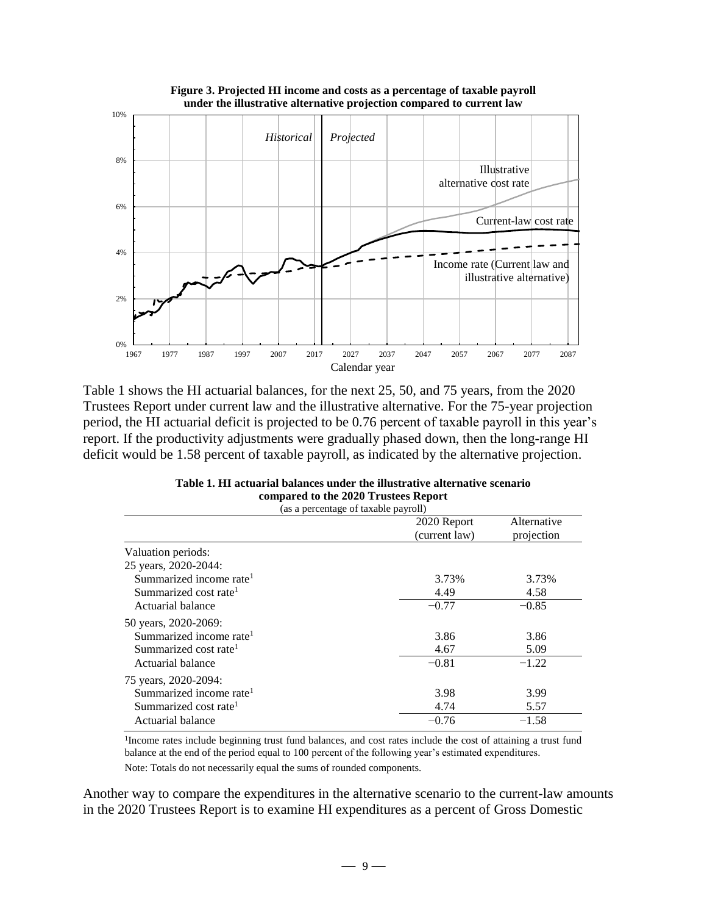**Figure 3. Projected HI income and costs as a percentage of taxable payroll under the illustrative alternative projection compared to current law**

Table 1 shows the HI actuarial balances, for the next 25, 50, and 75 years, from the 2020 Trustees Report under current law and the illustrative alternative. For the 75-year projection period, the HI actuarial deficit is projected to be 0.76 percent of taxable payroll in this year's report. If the productivity adjustments were gradually phased down, then the long-range HI deficit would be 1.58 percent of taxable payroll, as indicated by the alternative projection.

**Table 1. HI actuarial balances under the illustrative alternative scenario compared to the 2020 Trustees Report**

(as a percentage of taxable payroll)

| | 2020 Report (current law) | Alternative projection |
|---|---|---|
| Valuation periods: | | |
| 25 years, 2020-2044: | | |
| Summarized income rate[1] | 3.73% | 3.73% |
| Summarized cost rate[1] | 4.49 | 4.58 |
| Actuarial balance | −0.77 | −0.85 |
| 50 years, 2020-2069: | | |
| Summarized income rate[1] | 3.86 | 3.86 |
| Summarized cost rate[1] | 4.67 | 5.09 |
| Actuarial balance | −0.81 | −1.22 |
| 75 years, 2020-2094: | | |
| Summarized income rate[1] | 3.98 | 3.99 |
| Summarized cost rate[1] | 4.74 | 5.57 |
| Actuarial balance | −0.76 | −1.58 |

[1]Income rates include beginning trust fund balances, and cost rates include the cost of attaining a trust fund balance at the end of the period equal to 100 percent of the following year's estimated expenditures.

Note: Totals do not necessarily equal the sums of rounded components.

Another way to compare the expenditures in the alternative scenario to the current-law amounts in the 2020 Trustees Report is to examine HI expenditures as a percent of Gross Domestic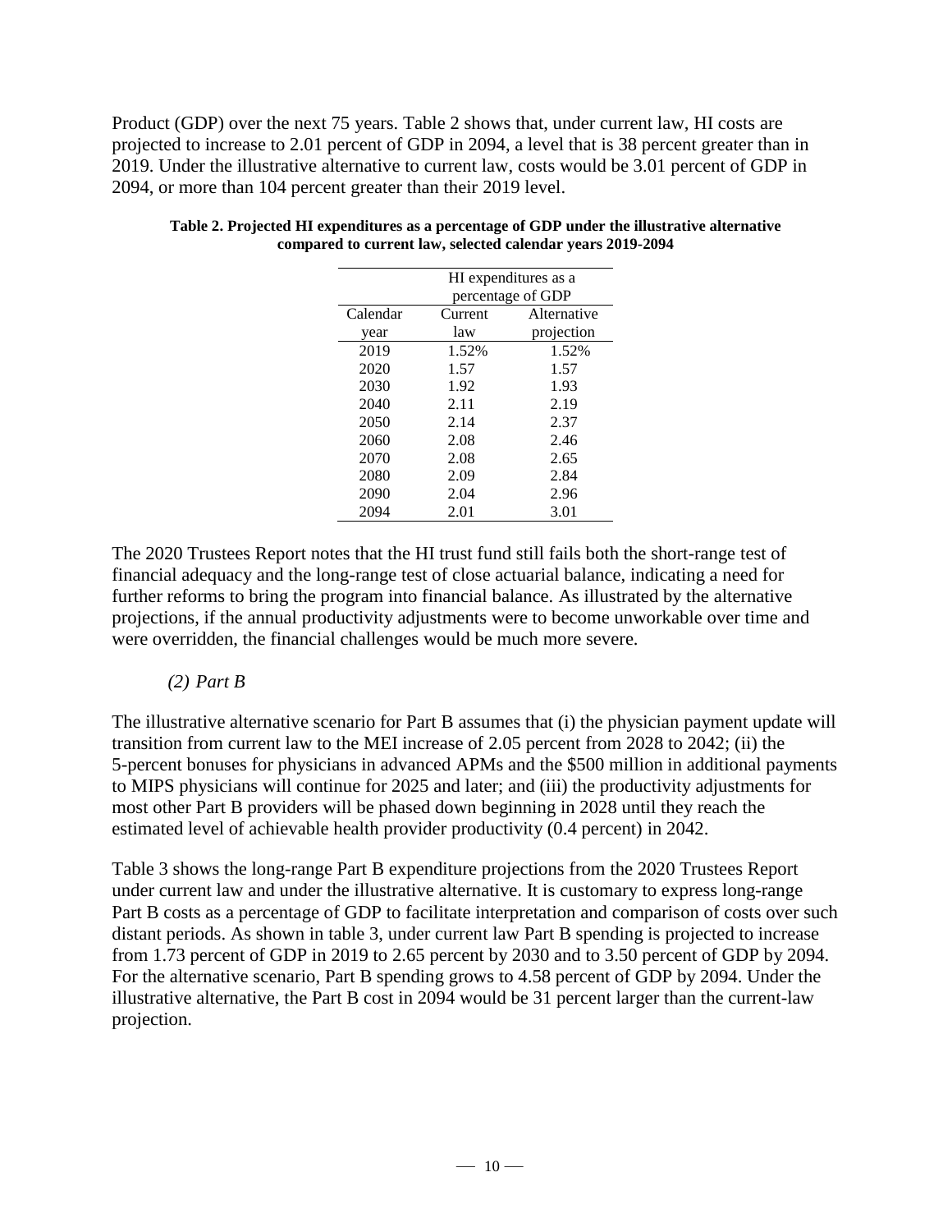Product (GDP) over the next 75 years. Table 2 shows that, under current law, HI costs are projected to increase to 2.01 percent of GDP in 2094, a level that is 38 percent greater than in 2019. Under the illustrative alternative to current law, costs would be 3.01 percent of GDP in 2094, or more than 104 percent greater than their 2019 level.

**Table 2. Projected HI expenditures as a percentage of GDP under the illustrative alternative compared to current law, selected calendar years 2019-2094**

| | HI expenditures as a percentage of GDP | |
|---|---|---|
| Calendar year | Current law | Alternative projection |
| 2019 | 1.52% | 1.52% |
| 2020 | 1.57 | 1.57 |
| 2030 | 1.92 | 1.93 |
| 2040 | 2.11 | 2.19 |
| 2050 | 2.14 | 2.37 |
| 2060 | 2.08 | 2.46 |
| 2070 | 2.08 | 2.65 |
| 2080 | 2.09 | 2.84 |
| 2090 | 2.04 | 2.96 |
| 2094 | 2.01 | 3.01 |

The 2020 Trustees Report notes that the HI trust fund still fails both the short-range test of financial adequacy and the long-range test of close actuarial balance, indicating a need for further reforms to bring the program into financial balance. As illustrated by the alternative projections, if the annual productivity adjustments were to become unworkable over time and were overridden, the financial challenges would be much more severe.

*(2) Part B*

The illustrative alternative scenario for Part B assumes that (i) the physician payment update will transition from current law to the MEI increase of 2.05 percent from 2028 to 2042; (ii) the 5-percent bonuses for physicians in advanced APMs and the $500 million in additional payments to MIPS physicians will continue for 2025 and later; and (iii) the productivity adjustments for most other Part B providers will be phased down beginning in 2028 until they reach the estimated level of achievable health provider productivity (0.4 percent) in 2042.

Table 3 shows the long-range Part B expenditure projections from the 2020 Trustees Report under current law and under the illustrative alternative. It is customary to express long-range Part B costs as a percentage of GDP to facilitate interpretation and comparison of costs over such distant periods. As shown in table 3, under current law Part B spending is projected to increase from 1.73 percent of GDP in 2019 to 2.65 percent by 2030 and to 3.50 percent of GDP by 2094. For the alternative scenario, Part B spending grows to 4.58 percent of GDP by 2094. Under the illustrative alternative, the Part B cost in 2094 would be 31 percent larger than the current-law projection.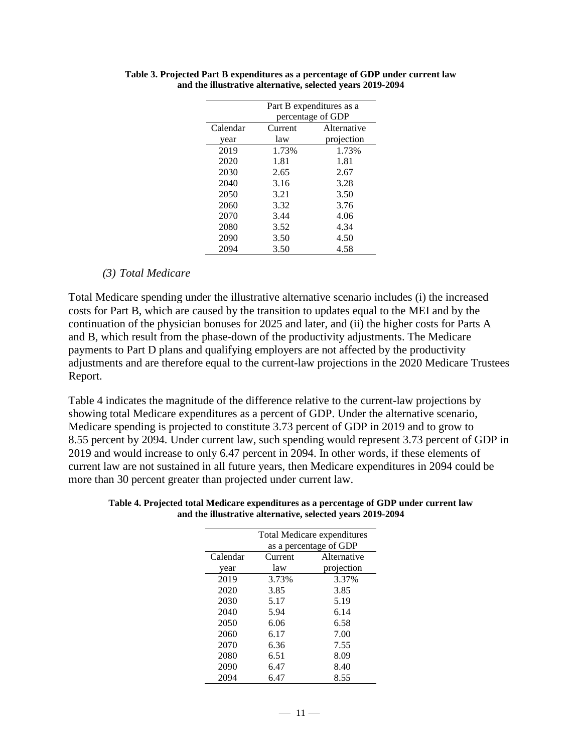**Table 3. Projected Part B expenditures as a percentage of GDP under current law and the illustrative alternative, selected years 2019-2094**

| | Part B expenditures as a percentage of GDP | |
|---|---|---|
| Calendar year | Current law | Alternative projection |
| 2019 | 1.73% | 1.73% |
| 2020 | 1.81 | 1.81 |
| 2030 | 2.65 | 2.67 |
| 2040 | 3.16 | 3.28 |
| 2050 | 3.21 | 3.50 |
| 2060 | 3.32 | 3.76 |
| 2070 | 3.44 | 4.06 |
| 2080 | 3.52 | 4.34 |
| 2090 | 3.50 | 4.50 |
| 2094 | 3.50 | 4.58 |

*(3) Total Medicare*

Total Medicare spending under the illustrative alternative scenario includes (i) the increased costs for Part B, which are caused by the transition to updates equal to the MEI and by the continuation of the physician bonuses for 2025 and later, and (ii) the higher costs for Parts A and B, which result from the phase-down of the productivity adjustments. The Medicare payments to Part D plans and qualifying employers are not affected by the productivity adjustments and are therefore equal to the current-law projections in the 2020 Medicare Trustees Report.

Table 4 indicates the magnitude of the difference relative to the current-law projections by showing total Medicare expenditures as a percent of GDP. Under the alternative scenario, Medicare spending is projected to constitute 3.73 percent of GDP in 2019 and to grow to 8.55 percent by 2094. Under current law, such spending would represent 3.73 percent of GDP in 2019 and would increase to only 6.47 percent in 2094. In other words, if these elements of current law are not sustained in all future years, then Medicare expenditures in 2094 could be more than 30 percent greater than projected under current law.

**Table 4. Projected total Medicare expenditures as a percentage of GDP under current law and the illustrative alternative, selected years 2019-2094**

| | Total Medicare expenditures as a percentage of GDP | |
|---|---|---|
| Calendar year | Current law | Alternative projection |
| 2019 | 3.73% | 3.37% |
| 2020 | 3.85 | 3.85 |
| 2030 | 5.17 | 5.19 |
| 2040 | 5.94 | 6.14 |
| 2050 | 6.06 | 6.58 |
| 2060 | 6.17 | 7.00 |
| 2070 | 6.36 | 7.55 |
| 2080 | 6.51 | 8.09 |
| 2090 | 6.47 | 8.40 |
| 2094 | 6.47 | 8.55 |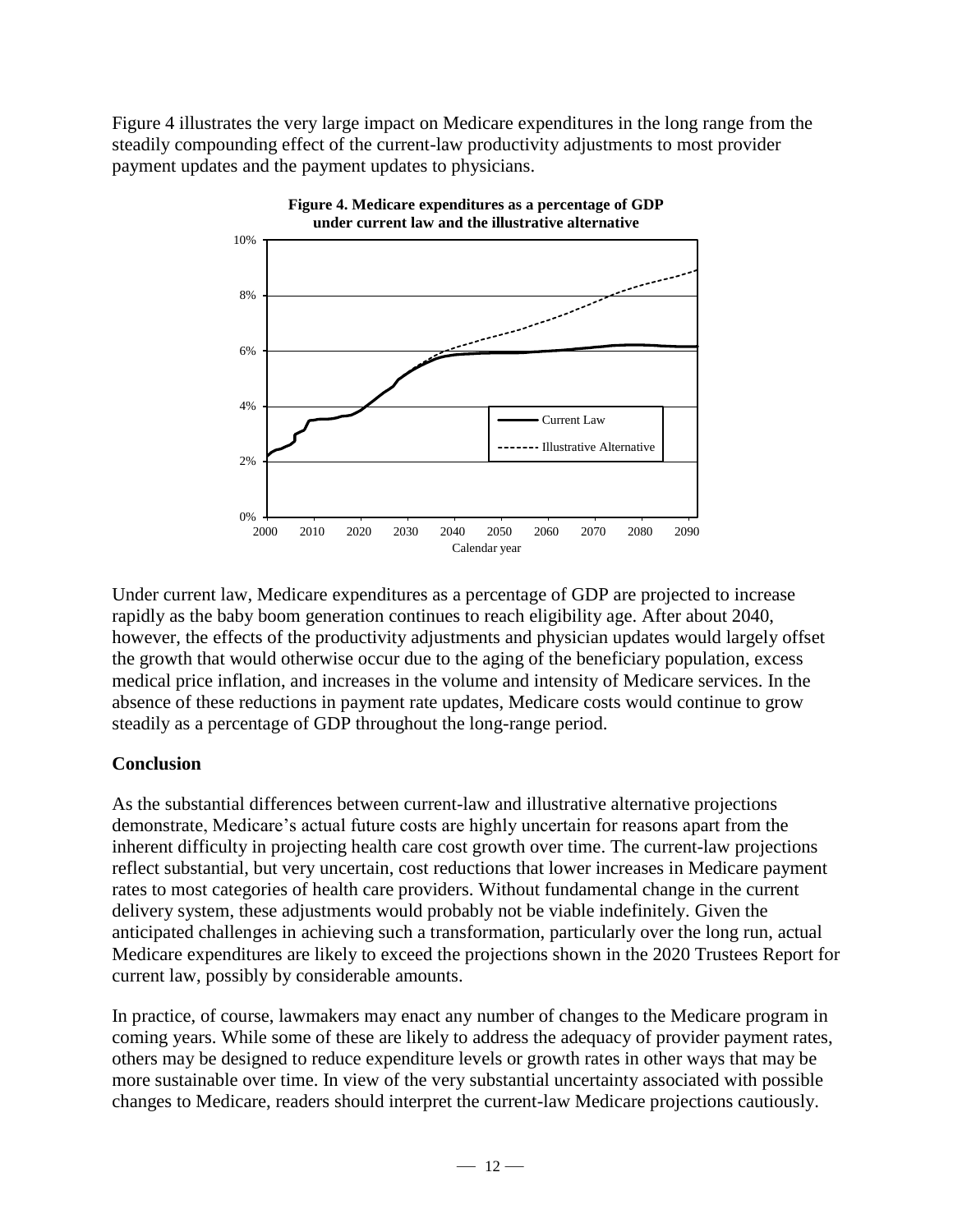Figure 4 illustrates the very large impact on Medicare expenditures in the long range from the steadily compounding effect of the current-law productivity adjustments to most provider payment updates and the payment updates to physicians.

**Figure 4. Medicare expenditures as a percentage of GDP under current law and the illustrative alternative**

Under current law, Medicare expenditures as a percentage of GDP are projected to increase rapidly as the baby boom generation continues to reach eligibility age. After about 2040, however, the effects of the productivity adjustments and physician updates would largely offset the growth that would otherwise occur due to the aging of the beneficiary population, excess medical price inflation, and increases in the volume and intensity of Medicare services. In the absence of these reductions in payment rate updates, Medicare costs would continue to grow steadily as a percentage of GDP throughout the long-range period.

## Conclusion

As the substantial differences between current-law and illustrative alternative projections demonstrate, Medicare's actual future costs are highly uncertain for reasons apart from the inherent difficulty in projecting health care cost growth over time. The current-law projections reflect substantial, but very uncertain, cost reductions that lower increases in Medicare payment rates to most categories of health care providers. Without fundamental change in the current delivery system, these adjustments would probably not be viable indefinitely. Given the anticipated challenges in achieving such a transformation, particularly over the long run, actual Medicare expenditures are likely to exceed the projections shown in the 2020 Trustees Report for current law, possibly by considerable amounts.

In practice, of course, lawmakers may enact any number of changes to the Medicare program in coming years. While some of these are likely to address the adequacy of provider payment rates, others may be designed to reduce expenditure levels or growth rates in other ways that may be more sustainable over time. In view of the very substantial uncertainty associated with possible changes to Medicare, readers should interpret the current-law Medicare projections cautiously.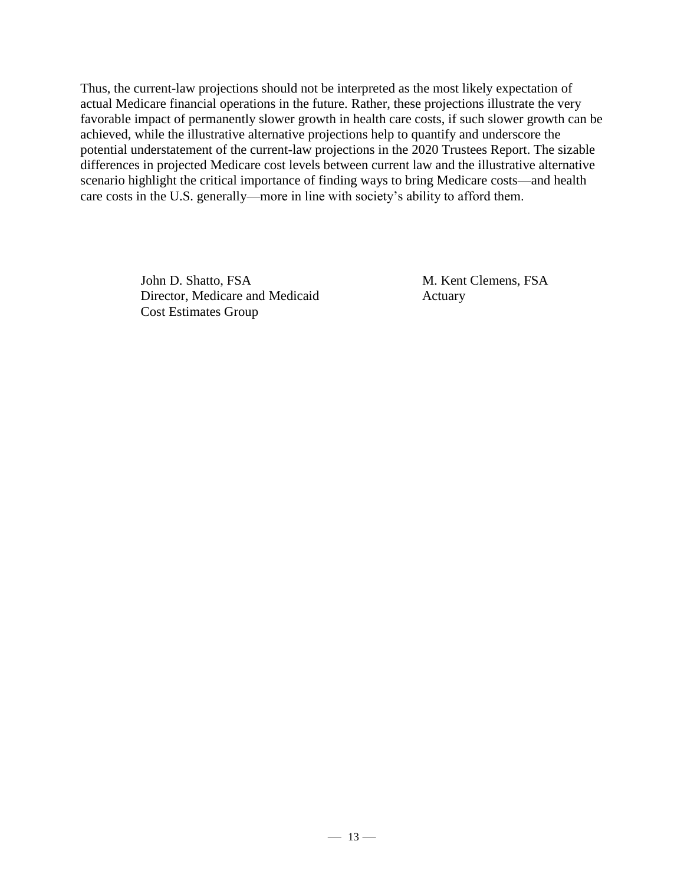Thus, the current-law projections should not be interpreted as the most likely expectation of actual Medicare financial operations in the future. Rather, these projections illustrate the very favorable impact of permanently slower growth in health care costs, if such slower growth can be achieved, while the illustrative alternative projections help to quantify and underscore the potential understatement of the current-law projections in the 2020 Trustees Report. The sizable differences in projected Medicare cost levels between current law and the illustrative alternative scenario highlight the critical importance of finding ways to bring Medicare costs—and health care costs in the U.S. generally—more in line with society's ability to afford them.

John D. Shatto, FSA
Director, Medicare and Medicaid
Cost Estimates Group

M. Kent Clemens, FSA
Actuary